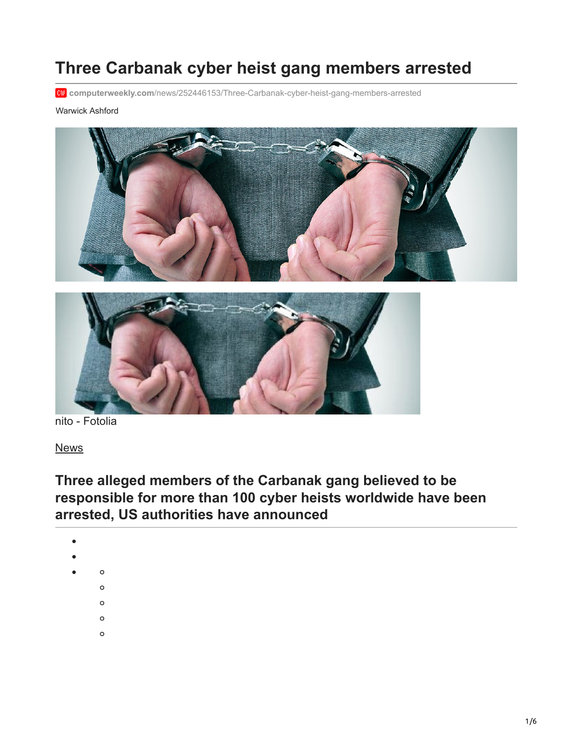# Three Carbanak cyber heist gang members arrested

computerweekly.com/news/252446153/Three-Carbanak-cyber-heist-gang-members-arrested

Warwick Ashford

nito - Fotolia

News

## Three alleged members of the Carbanak gang believed to be responsible for more than 100 cyber heists worldwide have been arrested, US authorities have announced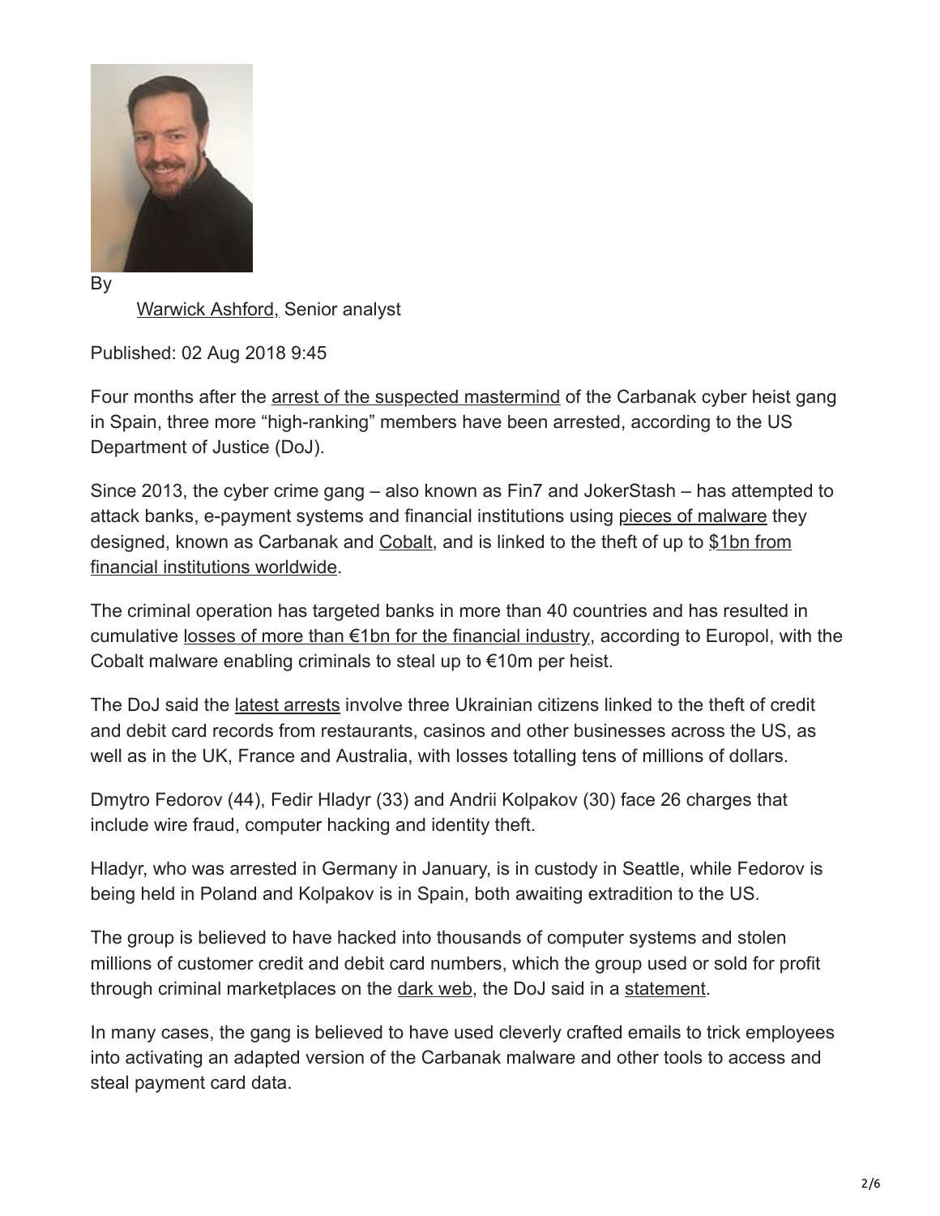By

Warwick Ashford, Senior analyst

Published: 02 Aug 2018 9:45

Four months after the arrest of the suspected mastermind of the Carbanak cyber heist gang in Spain, three more "high-ranking" members have been arrested, according to the US Department of Justice (DoJ).

Since 2013, the cyber crime gang – also known as Fin7 and JokerStash – has attempted to attack banks, e-payment systems and financial institutions using pieces of malware they designed, known as Carbanak and Cobalt, and is linked to the theft of up to $1bn from financial institutions worldwide.

The criminal operation has targeted banks in more than 40 countries and has resulted in cumulative losses of more than €1bn for the financial industry, according to Europol, with the Cobalt malware enabling criminals to steal up to €10m per heist.

The DoJ said the latest arrests involve three Ukrainian citizens linked to the theft of credit and debit card records from restaurants, casinos and other businesses across the US, as well as in the UK, France and Australia, with losses totalling tens of millions of dollars.

Dmytro Fedorov (44), Fedir Hladyr (33) and Andrii Kolpakov (30) face 26 charges that include wire fraud, computer hacking and identity theft.

Hladyr, who was arrested in Germany in January, is in custody in Seattle, while Fedorov is being held in Poland and Kolpakov is in Spain, both awaiting extradition to the US.

The group is believed to have hacked into thousands of computer systems and stolen millions of customer credit and debit card numbers, which the group used or sold for profit through criminal marketplaces on the dark web, the DoJ said in a statement.

In many cases, the gang is believed to have used cleverly crafted emails to trick employees into activating an adapted version of the Carbanak malware and other tools to access and steal payment card data.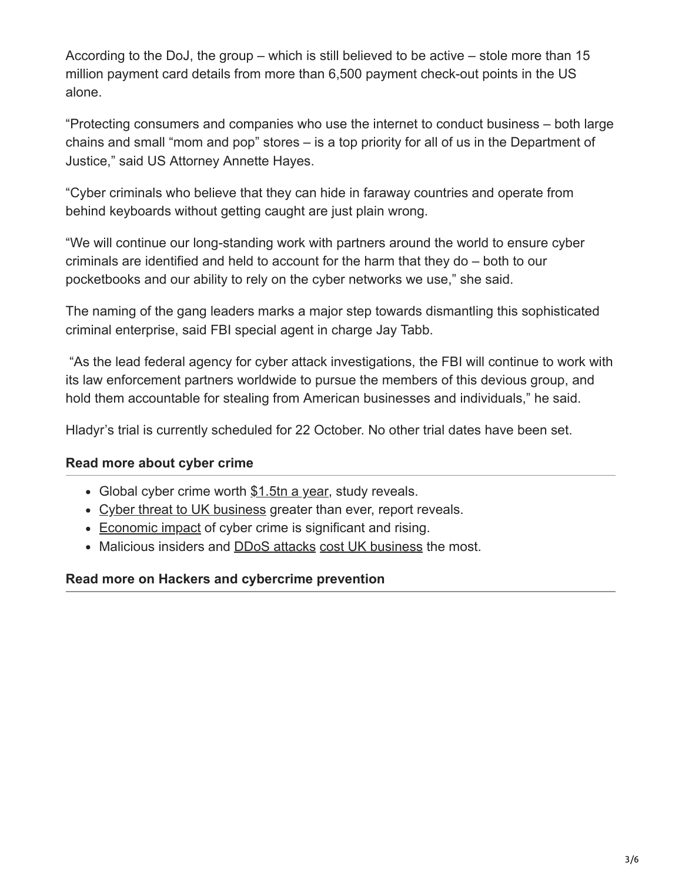According to the DoJ, the group – which is still believed to be active – stole more than 15 million payment card details from more than 6,500 payment check-out points in the US alone.

"Protecting consumers and companies who use the internet to conduct business – both large chains and small "mom and pop" stores – is a top priority for all of us in the Department of Justice," said US Attorney Annette Hayes.

"Cyber criminals who believe that they can hide in faraway countries and operate from behind keyboards without getting caught are just plain wrong.

"We will continue our long-standing work with partners around the world to ensure cyber criminals are identified and held to account for the harm that they do – both to our pocketbooks and our ability to rely on the cyber networks we use," she said.

The naming of the gang leaders marks a major step towards dismantling this sophisticated criminal enterprise, said FBI special agent in charge Jay Tabb.

"As the lead federal agency for cyber attack investigations, the FBI will continue to work with its law enforcement partners worldwide to pursue the members of this devious group, and hold them accountable for stealing from American businesses and individuals," he said.

Hladyr's trial is currently scheduled for 22 October. No other trial dates have been set.

### Read more about cyber crime

- Global cyber crime worth $1.5tn a year, study reveals.
- Cyber threat to UK business greater than ever, report reveals.
- Economic impact of cyber crime is significant and rising.
- Malicious insiders and DDoS attacks cost UK business the most.

### Read more on Hackers and cybercrime prevention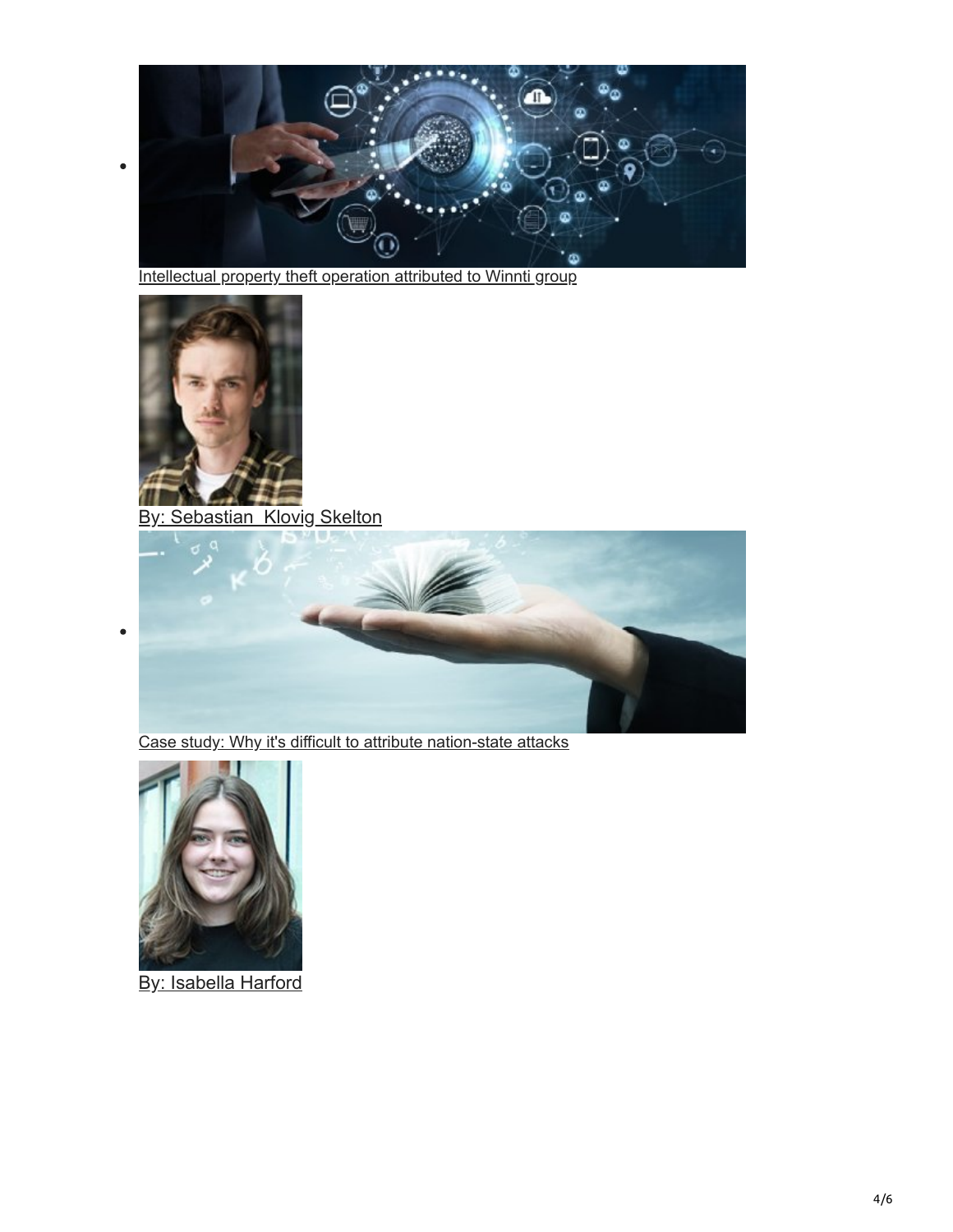- [Intellectual property theft operation attributed to Winnti group]()

  [By: Sebastian  Klovig Skelton]()

- [Case study: Why it's difficult to attribute nation-state attacks]()

  [By: Isabella Harford]()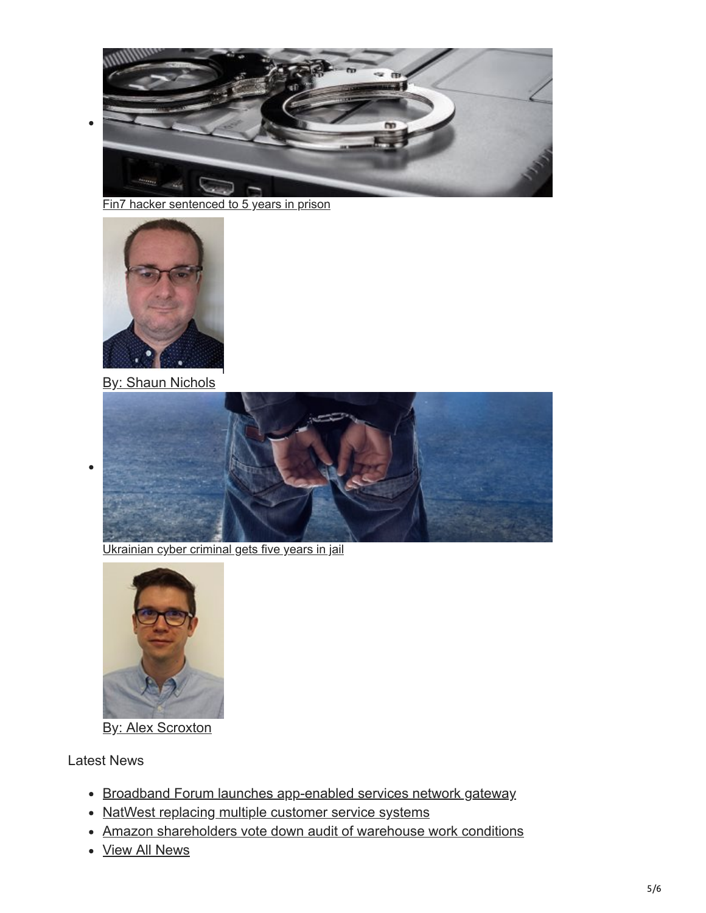- Fin7 hacker sentenced to 5 years in prison

  By: Shaun Nichols

- Ukrainian cyber criminal gets five years in jail

  By: Alex Scroxton

Latest News

- Broadband Forum launches app-enabled services network gateway
- NatWest replacing multiple customer service systems
- Amazon shareholders vote down audit of warehouse work conditions
- View All News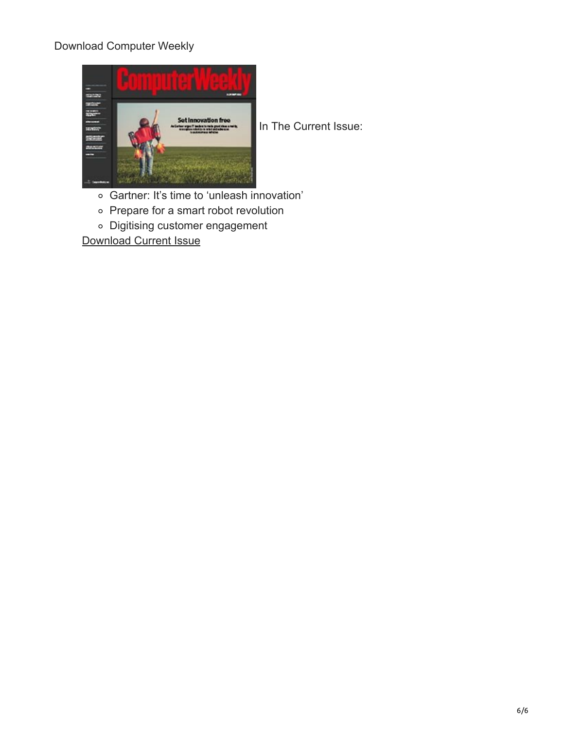Download Computer Weekly

In The Current Issue:

- Gartner: It's time to 'unleash innovation'
- Prepare for a smart robot revolution
- Digitising customer engagement

Download Current Issue